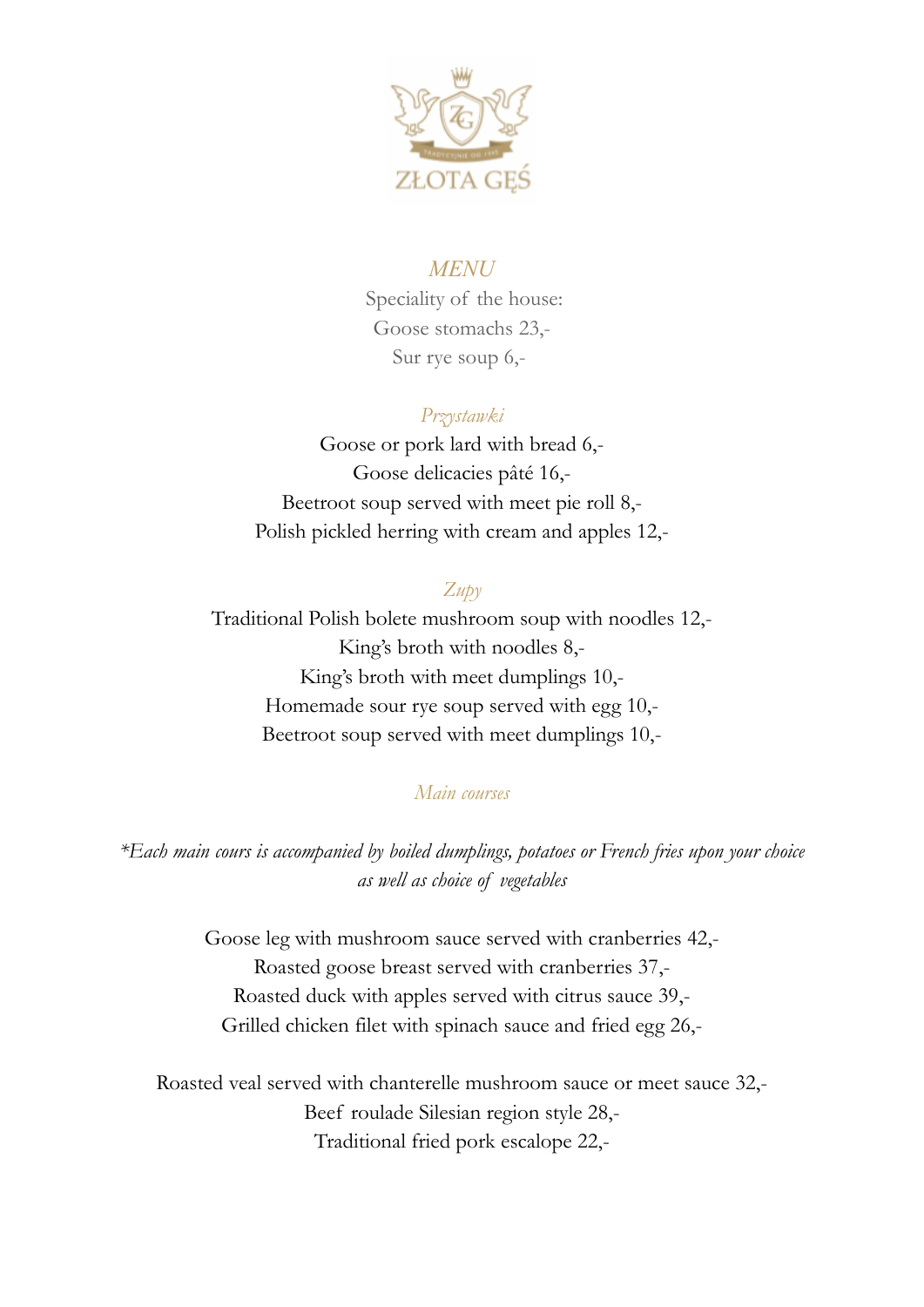ZŁOTA GĘŚ

# *MENU*

Speciality of the house:
Goose stomachs 23,-
Sur rye soup 6,-

## *Przystawki*

Goose or pork lard with bread 6,-
Goose delicacies pâté 16,-
Beetroot soup served with meet pie roll 8,-
Polish pickled herring with cream and apples 12,-

## *Zupy*

Traditional Polish bolete mushroom soup with noodles 12,-
King's broth with noodles 8,-
King's broth with meet dumplings 10,-
Homemade sour rye soup served with egg 10,-
Beetroot soup served with meet dumplings 10,-

## *Main courses*

*Each main cours is accompanied by boiled dumplings, potatoes or French fries upon your choice as well as choice of vegetables*

Goose leg with mushroom sauce served with cranberries 42,-
Roasted goose breast served with cranberries 37,-
Roasted duck with apples served with citrus sauce 39,-
Grilled chicken filet with spinach sauce and fried egg 26,-

Roasted veal served with chanterelle mushroom sauce or meet sauce 32,-
Beef roulade Silesian region style 28,-
Traditional fried pork escalope 22,-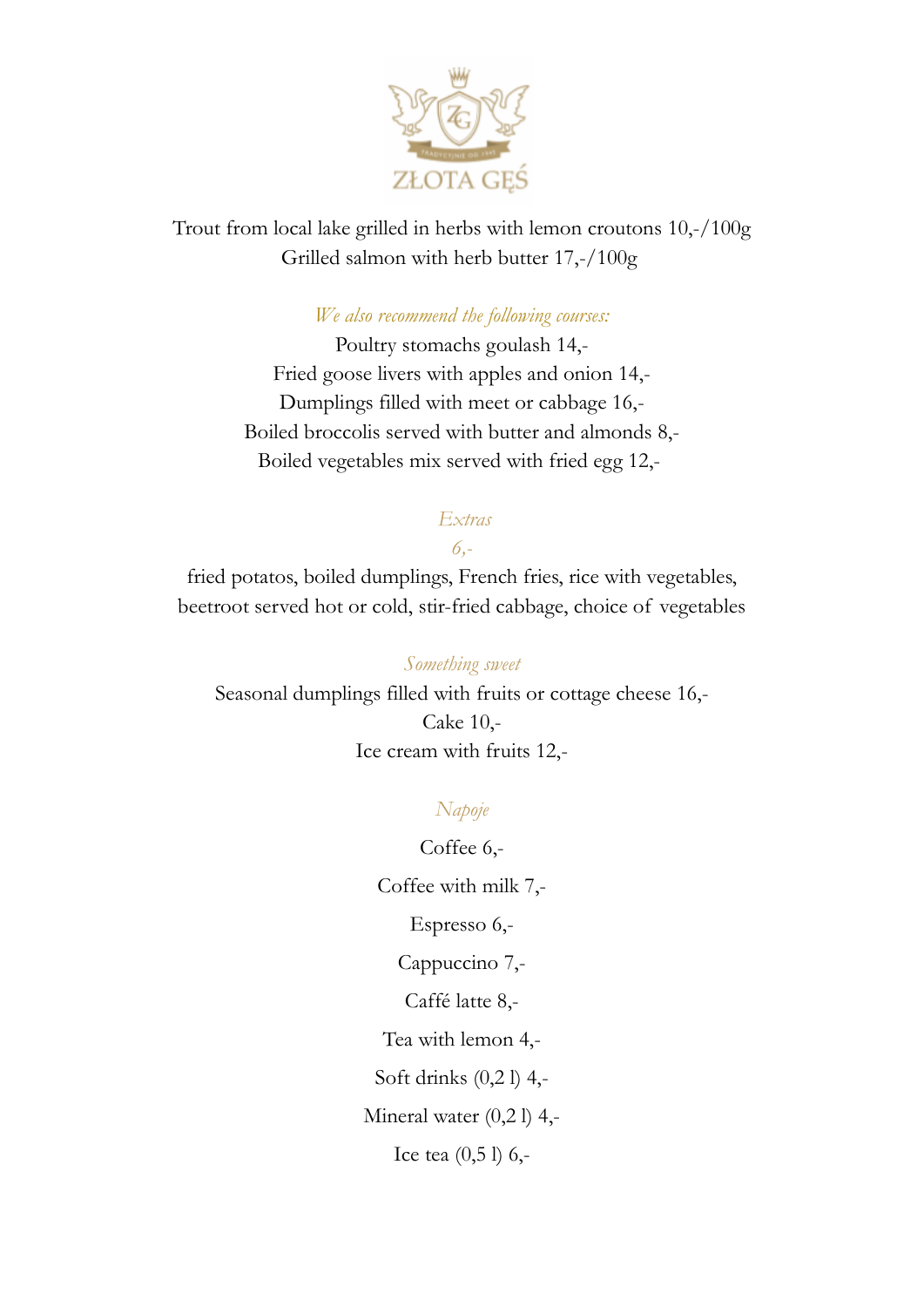ZŁOTA GĘŚ

Trout from local lake grilled in herbs with lemon croutons 10,-/100g
Grilled salmon with herb butter 17,-/100g

*We also recommend the following courses:*

Poultry stomachs goulash 14,-
Fried goose livers with apples and onion 14,-
Dumplings filled with meet or cabbage 16,-
Boiled broccolis served with butter and almonds 8,-
Boiled vegetables mix served with fried egg 12,-

*Extras*

*6,-*

fried potatos, boiled dumplings, French fries, rice with vegetables, beetroot served hot or cold, stir-fried cabbage, choice of vegetables

*Something sweet*

Seasonal dumplings filled with fruits or cottage cheese 16,-
Cake 10,-
Ice cream with fruits 12,-

*Napoje*

Coffee 6,-

Coffee with milk 7,-

Espresso 6,-

Cappuccino 7,-

Caffé latte 8,-

Tea with lemon 4,-

Soft drinks (0,2 l) 4,-

Mineral water (0,2 l) 4,-

Ice tea (0,5 l) 6,-